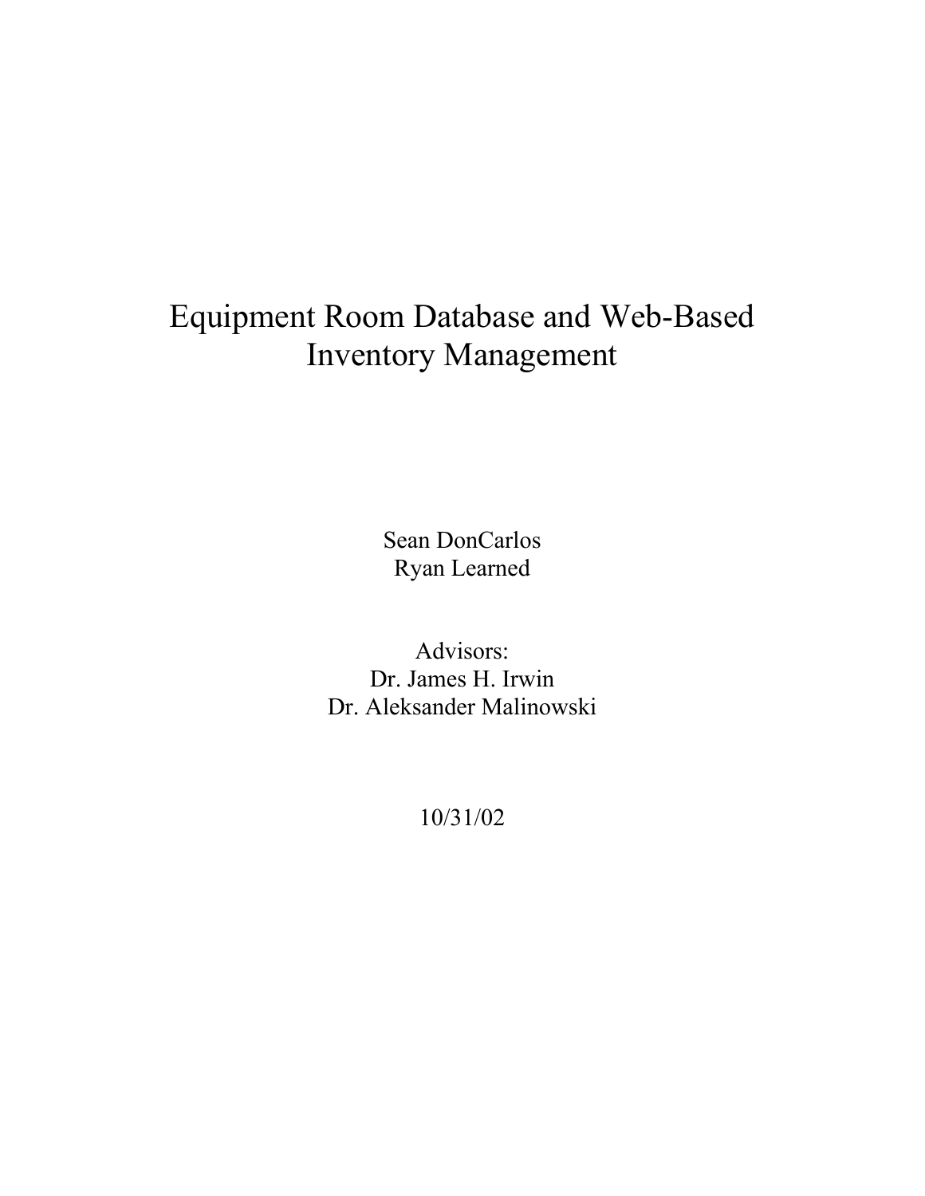# Equipment Room Database and Web-Based Inventory Management

Sean DonCarlos
Ryan Learned

Advisors:
Dr. James H. Irwin
Dr. Aleksander Malinowski

10/31/02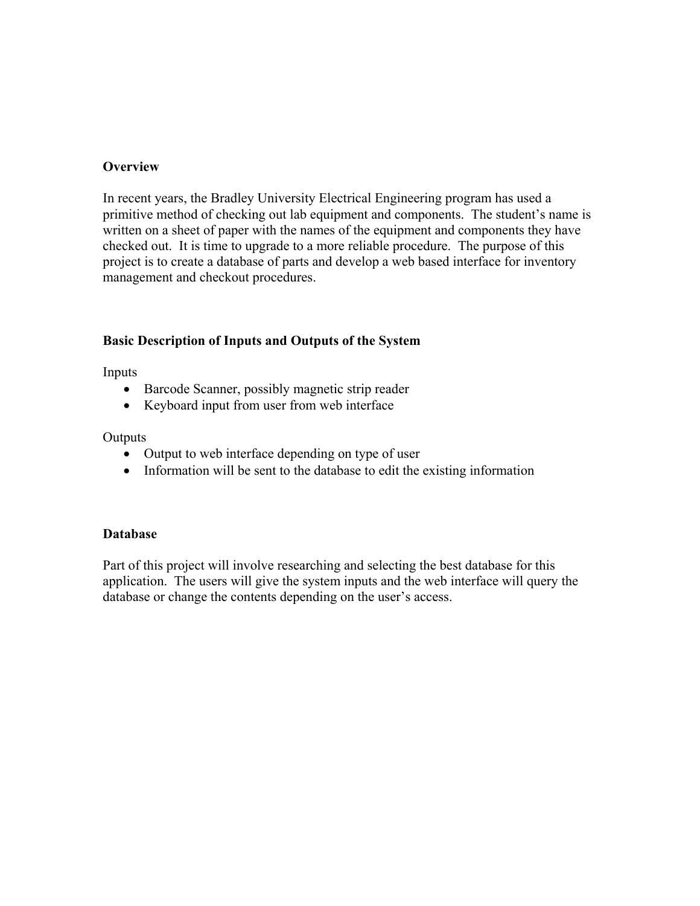**Overview**

In recent years, the Bradley University Electrical Engineering program has used a primitive method of checking out lab equipment and components. The student's name is written on a sheet of paper with the names of the equipment and components they have checked out. It is time to upgrade to a more reliable procedure. The purpose of this project is to create a database of parts and develop a web based interface for inventory management and checkout procedures.

**Basic Description of Inputs and Outputs of the System**

Inputs

- Barcode Scanner, possibly magnetic strip reader
- Keyboard input from user from web interface

Outputs

- Output to web interface depending on type of user
- Information will be sent to the database to edit the existing information

**Database**

Part of this project will involve researching and selecting the best database for this application. The users will give the system inputs and the web interface will query the database or change the contents depending on the user's access.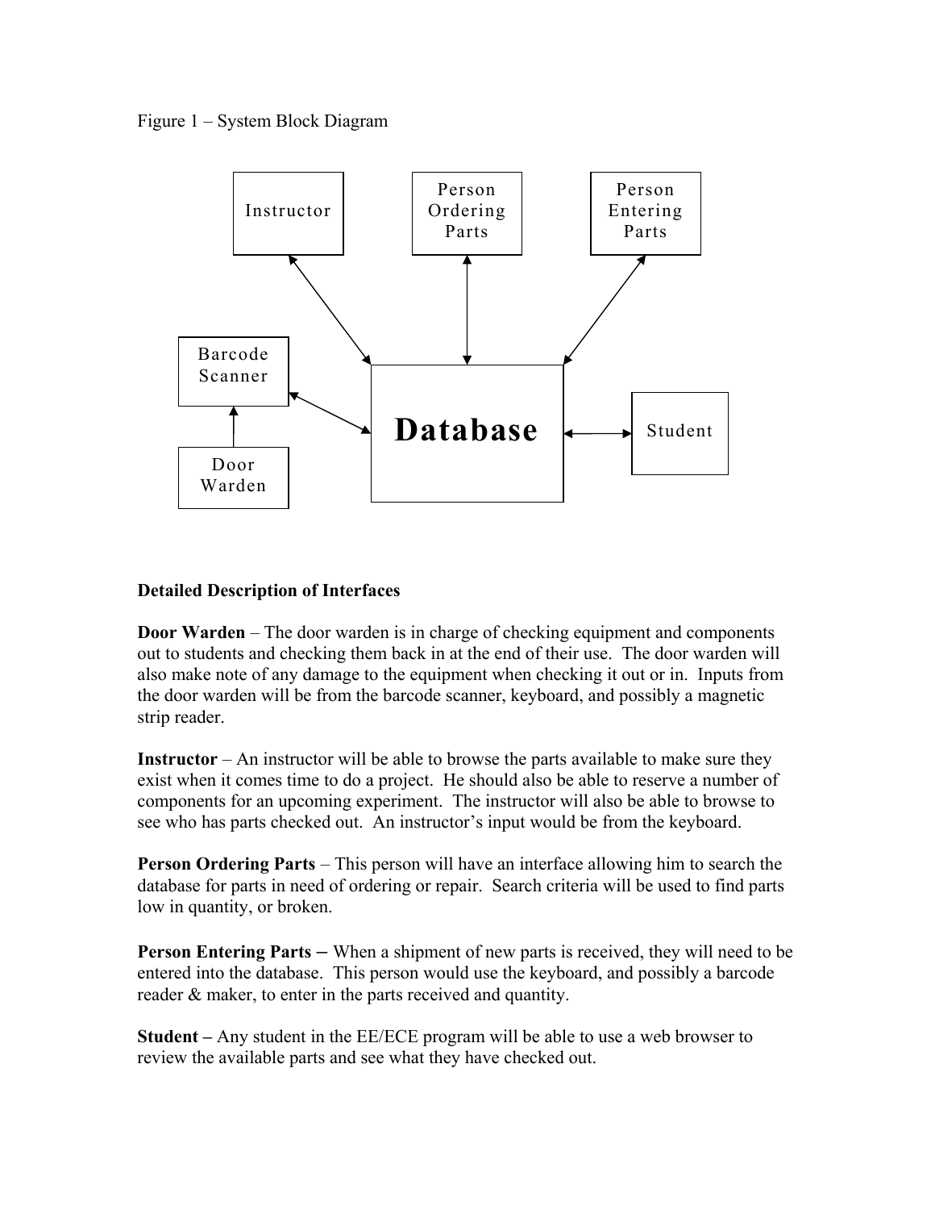Figure 1 – System Block Diagram

Instructor

Person Ordering Parts

Person Entering Parts

Barcode Scanner

Database

Student

Door Warden

**Detailed Description of Interfaces**

**Door Warden** – The door warden is in charge of checking equipment and components out to students and checking them back in at the end of their use. The door warden will also make note of any damage to the equipment when checking it out or in. Inputs from the door warden will be from the barcode scanner, keyboard, and possibly a magnetic strip reader.

**Instructor** – An instructor will be able to browse the parts available to make sure they exist when it comes time to do a project. He should also be able to reserve a number of components for an upcoming experiment. The instructor will also be able to browse to see who has parts checked out. An instructor's input would be from the keyboard.

**Person Ordering Parts** – This person will have an interface allowing him to search the database for parts in need of ordering or repair. Search criteria will be used to find parts low in quantity, or broken.

**Person Entering Parts –** When a shipment of new parts is received, they will need to be entered into the database. This person would use the keyboard, and possibly a barcode reader & maker, to enter in the parts received and quantity.

**Student –** Any student in the EE/ECE program will be able to use a web browser to review the available parts and see what they have checked out.